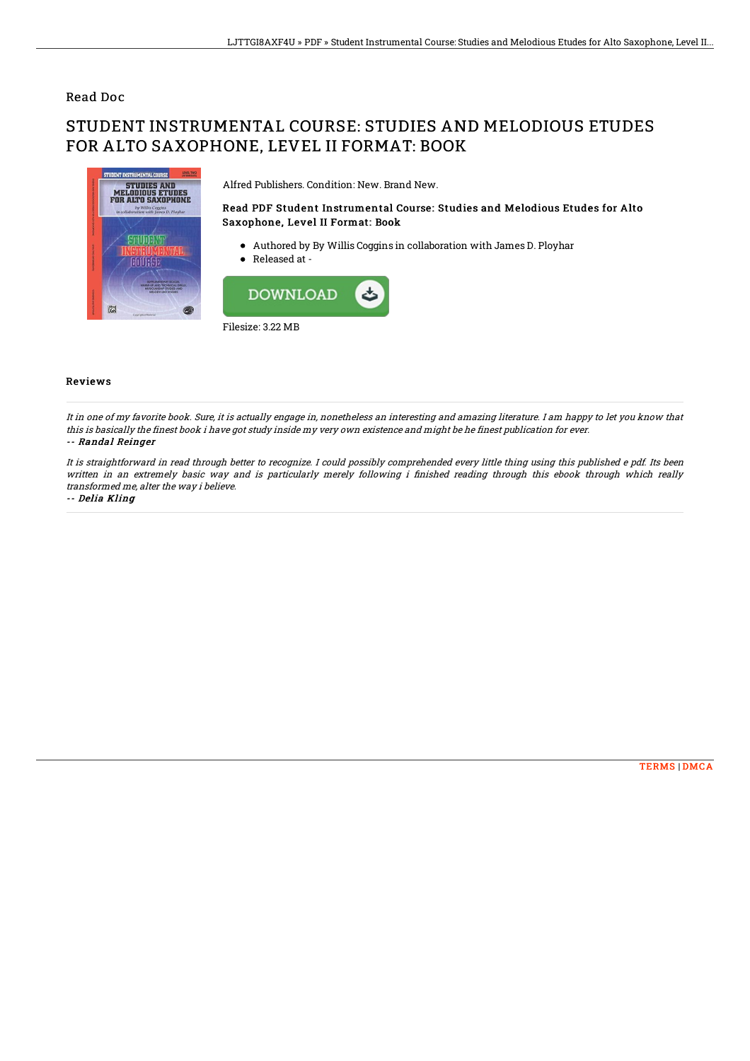Read Doc

# STUDENT INSTRUMENTAL COURSE: STUDIES AND MELODIOUS ETUDES FOR ALTO SAXOPHONE, LEVEL II FORMAT: BOOK

Alfred Publishers. Condition: New. Brand New.

### Read PDF Student Instrumental Course: Studies and Melodious Etudes for Alto Saxophone, Level II Format: Book

- Authored by By Willis Coggins in collaboration with James D. Ployhar
- Released at -

Filesize: 3.22 MB

## Reviews

*It in one of my favorite book. Sure, it is actually engage in, nonetheless an interesting and amazing literature. I am happy to let you know that this is basically the finest book i have got study inside my very own existence and might be he finest publication for ever.*

*-- Randal Reinger*

*It is straightforward in read through better to recognize. I could possibly comprehended every little thing using this published e pdf. Its been written in an extremely basic way and is particularly merely following i finished reading through this ebook through which really transformed me, alter the way i believe.*

*-- Delia Kling*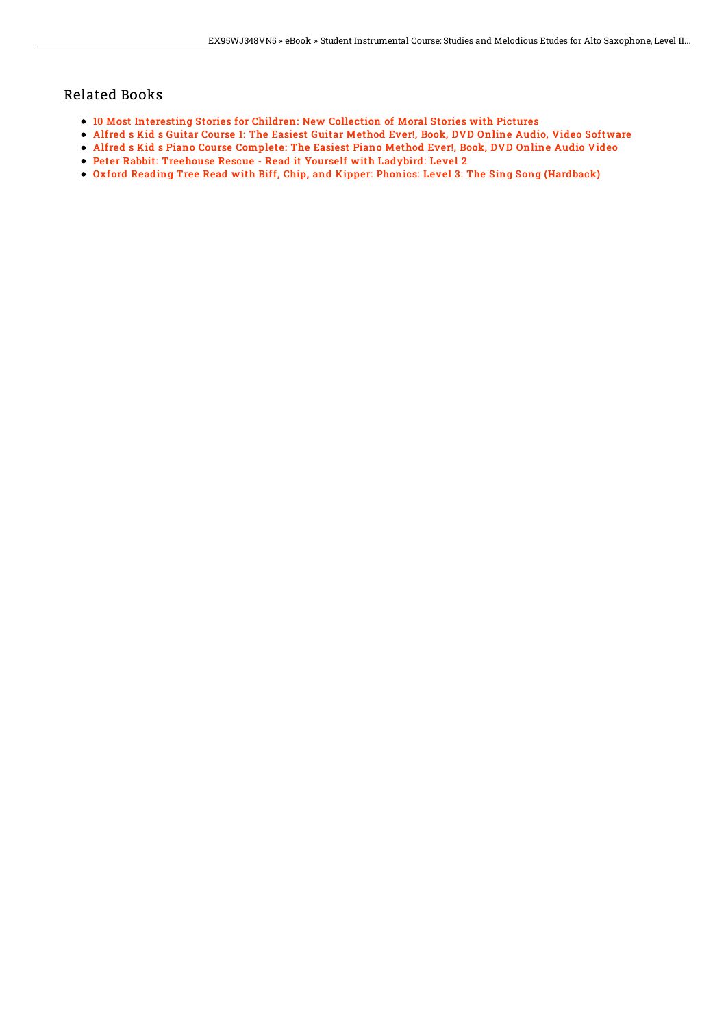## Related Books

- 10 Most Interesting Stories for Children: New Collection of Moral Stories with Pictures
- Alfred s Kid s Guitar Course 1: The Easiest Guitar Method Ever!, Book, DVD Online Audio, Video Software
- Alfred s Kid s Piano Course Complete: The Easiest Piano Method Ever!, Book, DVD Online Audio Video
- Peter Rabbit: Treehouse Rescue - Read it Yourself with Ladybird: Level 2
- Oxford Reading Tree Read with Biff, Chip, and Kipper: Phonics: Level 3: The Sing Song (Hardback)